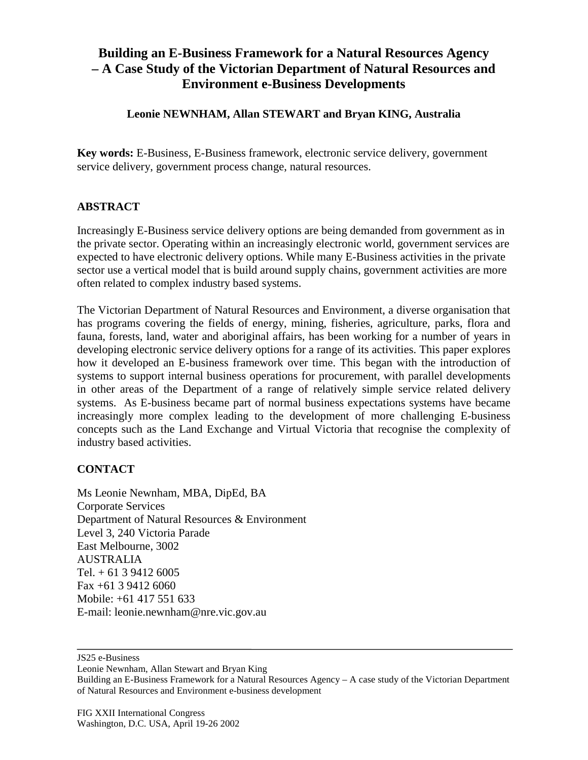# Building an E-Business Framework for a Natural Resources Agency – A Case Study of the Victorian Department of Natural Resources and Environment e-Business Developments

**Leonie NEWNHAM, Allan STEWART and Bryan KING, Australia**

**Key words:** E-Business, E-Business framework, electronic service delivery, government service delivery, government process change, natural resources.

## ABSTRACT

Increasingly E-Business service delivery options are being demanded from government as in the private sector. Operating within an increasingly electronic world, government services are expected to have electronic delivery options. While many E-Business activities in the private sector use a vertical model that is build around supply chains, government activities are more often related to complex industry based systems.

The Victorian Department of Natural Resources and Environment, a diverse organisation that has programs covering the fields of energy, mining, fisheries, agriculture, parks, flora and fauna, forests, land, water and aboriginal affairs, has been working for a number of years in developing electronic service delivery options for a range of its activities. This paper explores how it developed an E-business framework over time. This began with the introduction of systems to support internal business operations for procurement, with parallel developments in other areas of the Department of a range of relatively simple service related delivery systems. As E-business became part of normal business expectations systems have became increasingly more complex leading to the development of more challenging E-business concepts such as the Land Exchange and Virtual Victoria that recognise the complexity of industry based activities.

## CONTACT

Ms Leonie Newnham, MBA, DipEd, BA
Corporate Services
Department of Natural Resources & Environment
Level 3, 240 Victoria Parade
East Melbourne, 3002
AUSTRALIA
Tel. + 61 3 9412 6005
Fax +61 3 9412 6060
Mobile: +61 417 551 633
E-mail: leonie.newnham@nre.vic.gov.au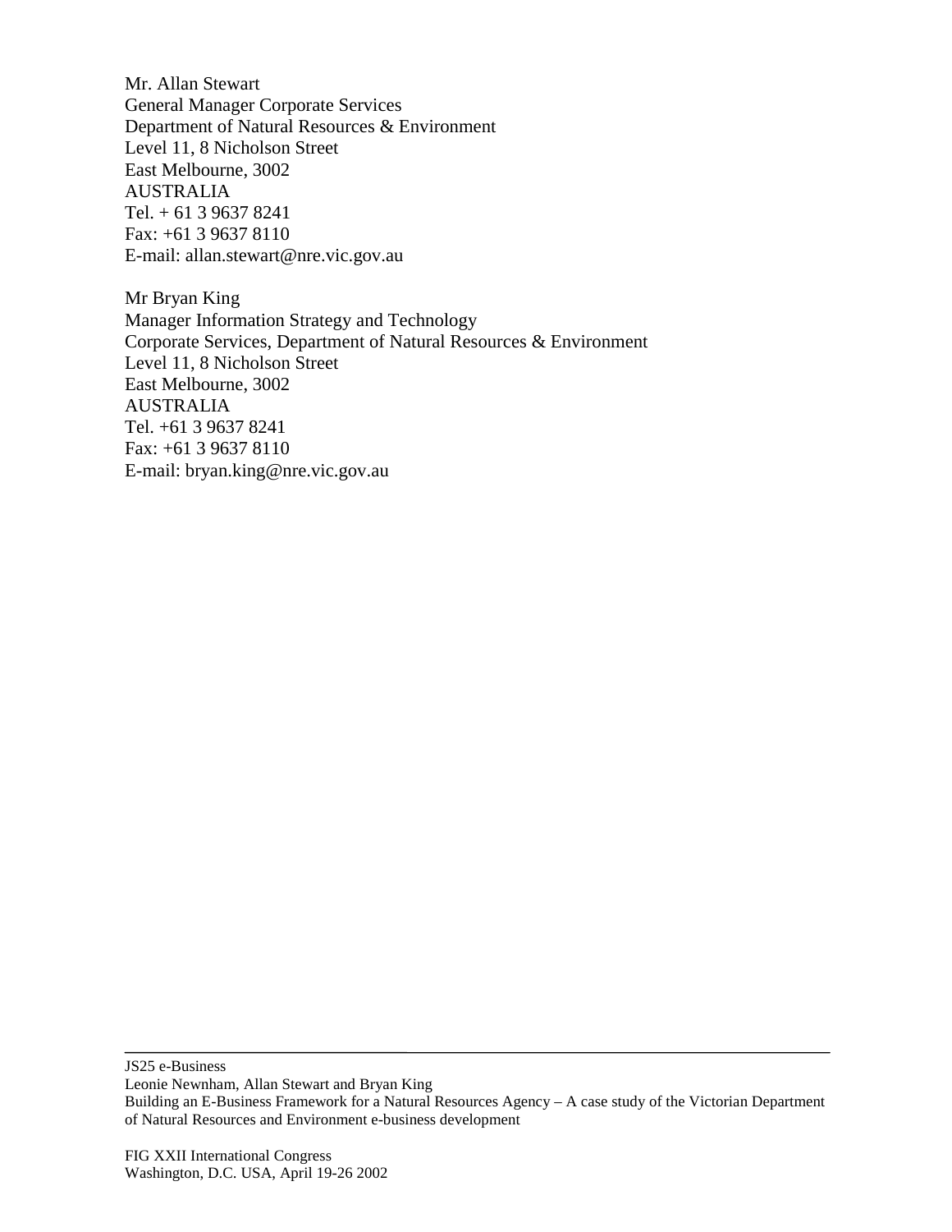Mr. Allan Stewart
General Manager Corporate Services
Department of Natural Resources & Environment
Level 11, 8 Nicholson Street
East Melbourne, 3002
AUSTRALIA
Tel. + 61 3 9637 8241
Fax: +61 3 9637 8110
E-mail: allan.stewart@nre.vic.gov.au

Mr Bryan King
Manager Information Strategy and Technology
Corporate Services, Department of Natural Resources & Environment
Level 11, 8 Nicholson Street
East Melbourne, 3002
AUSTRALIA
Tel. +61 3 9637 8241
Fax: +61 3 9637 8110
E-mail: bryan.king@nre.vic.gov.au